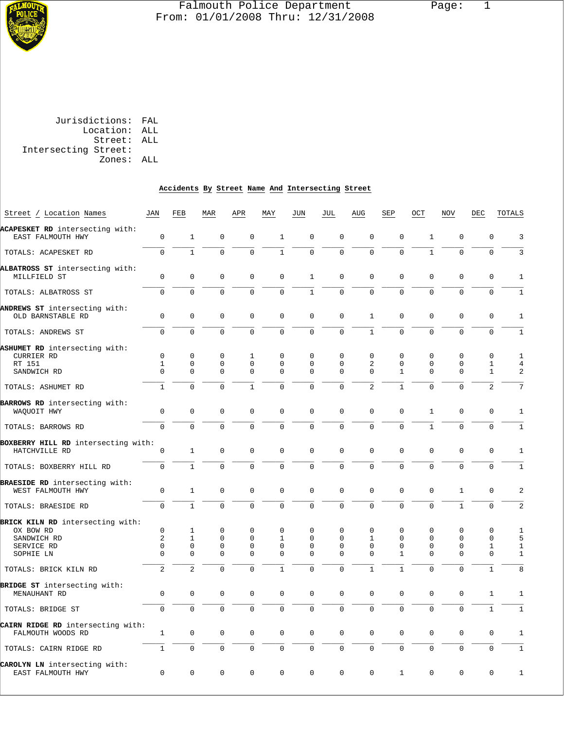# Falmouth Police Department

From: 01/01/2008 Thru: 12/31/2008

Jurisdictions: FAL
Location: ALL
Street: ALL
Intersecting Street:
Zones: ALL

## Accidents By Street Name And Intersecting Street

| Street / Location Names | JAN | FEB | MAR | APR | MAY | JUN | JUL | AUG | SEP | OCT | NOV | DEC | TOTALS |
|---|---|---|---|---|---|---|---|---|---|---|---|---|---|
| **ACAPESKET RD** intersecting with: | | | | | | | | | | | | | |
| EAST FALMOUTH HWY | 0 | 1 | 0 | 0 | 1 | 0 | 0 | 0 | 0 | 1 | 0 | 0 | 3 |
| TOTALS: ACAPESKET RD | 0 | 1 | 0 | 0 | 1 | 0 | 0 | 0 | 0 | 1 | 0 | 0 | 3 |
| **ALBATROSS ST** intersecting with: | | | | | | | | | | | | | |
| MILLFIELD ST | 0 | 0 | 0 | 0 | 0 | 1 | 0 | 0 | 0 | 0 | 0 | 0 | 1 |
| TOTALS: ALBATROSS ST | 0 | 0 | 0 | 0 | 0 | 1 | 0 | 0 | 0 | 0 | 0 | 0 | 1 |
| **ANDREWS ST** intersecting with: | | | | | | | | | | | | | |
| OLD BARNSTABLE RD | 0 | 0 | 0 | 0 | 0 | 0 | 0 | 1 | 0 | 0 | 0 | 0 | 1 |
| TOTALS: ANDREWS ST | 0 | 0 | 0 | 0 | 0 | 0 | 0 | 1 | 0 | 0 | 0 | 0 | 1 |
| **ASHUMET RD** intersecting with: | | | | | | | | | | | | | |
| CURRIER RD | 0 | 0 | 0 | 1 | 0 | 0 | 0 | 0 | 0 | 0 | 0 | 0 | 1 |
| RT 151 | 1 | 0 | 0 | 0 | 0 | 0 | 0 | 2 | 0 | 0 | 0 | 1 | 4 |
| SANDWICH RD | 0 | 0 | 0 | 0 | 0 | 0 | 0 | 0 | 1 | 0 | 0 | 1 | 2 |
| TOTALS: ASHUMET RD | 1 | 0 | 0 | 1 | 0 | 0 | 0 | 2 | 1 | 0 | 0 | 2 | 7 |
| **BARROWS RD** intersecting with: | | | | | | | | | | | | | |
| WAQUOIT HWY | 0 | 0 | 0 | 0 | 0 | 0 | 0 | 0 | 0 | 1 | 0 | 0 | 1 |
| TOTALS: BARROWS RD | 0 | 0 | 0 | 0 | 0 | 0 | 0 | 0 | 0 | 1 | 0 | 0 | 1 |
| **BOXBERRY HILL RD** intersecting with: | | | | | | | | | | | | | |
| HATCHVILLE RD | 0 | 1 | 0 | 0 | 0 | 0 | 0 | 0 | 0 | 0 | 0 | 0 | 1 |
| TOTALS: BOXBERRY HILL RD | 0 | 1 | 0 | 0 | 0 | 0 | 0 | 0 | 0 | 0 | 0 | 0 | 1 |
| **BRAESIDE RD** intersecting with: | | | | | | | | | | | | | |
| WEST FALMOUTH HWY | 0 | 1 | 0 | 0 | 0 | 0 | 0 | 0 | 0 | 0 | 1 | 0 | 2 |
| TOTALS: BRAESIDE RD | 0 | 1 | 0 | 0 | 0 | 0 | 0 | 0 | 0 | 0 | 1 | 0 | 2 |
| **BRICK KILN RD** intersecting with: | | | | | | | | | | | | | |
| OX BOW RD | 0 | 1 | 0 | 0 | 0 | 0 | 0 | 0 | 0 | 0 | 0 | 0 | 1 |
| SANDWICH RD | 2 | 1 | 0 | 0 | 1 | 0 | 0 | 1 | 0 | 0 | 0 | 0 | 5 |
| SERVICE RD | 0 | 0 | 0 | 0 | 0 | 0 | 0 | 0 | 0 | 0 | 0 | 1 | 1 |
| SOPHIE LN | 0 | 0 | 0 | 0 | 0 | 0 | 0 | 0 | 1 | 0 | 0 | 0 | 1 |
| TOTALS: BRICK KILN RD | 2 | 2 | 0 | 0 | 1 | 0 | 0 | 1 | 1 | 0 | 0 | 1 | 8 |
| **BRIDGE ST** intersecting with: | | | | | | | | | | | | | |
| MENAUHANT RD | 0 | 0 | 0 | 0 | 0 | 0 | 0 | 0 | 0 | 0 | 0 | 1 | 1 |
| TOTALS: BRIDGE ST | 0 | 0 | 0 | 0 | 0 | 0 | 0 | 0 | 0 | 0 | 0 | 1 | 1 |
| **CAIRN RIDGE RD** intersecting with: | | | | | | | | | | | | | |
| FALMOUTH WOODS RD | 1 | 0 | 0 | 0 | 0 | 0 | 0 | 0 | 0 | 0 | 0 | 0 | 1 |
| TOTALS: CAIRN RIDGE RD | 1 | 0 | 0 | 0 | 0 | 0 | 0 | 0 | 0 | 0 | 0 | 0 | 1 |
| **CAROLYN LN** intersecting with: | | | | | | | | | | | | | |
| EAST FALMOUTH HWY | 0 | 0 | 0 | 0 | 0 | 0 | 0 | 0 | 1 | 0 | 0 | 0 | 1 |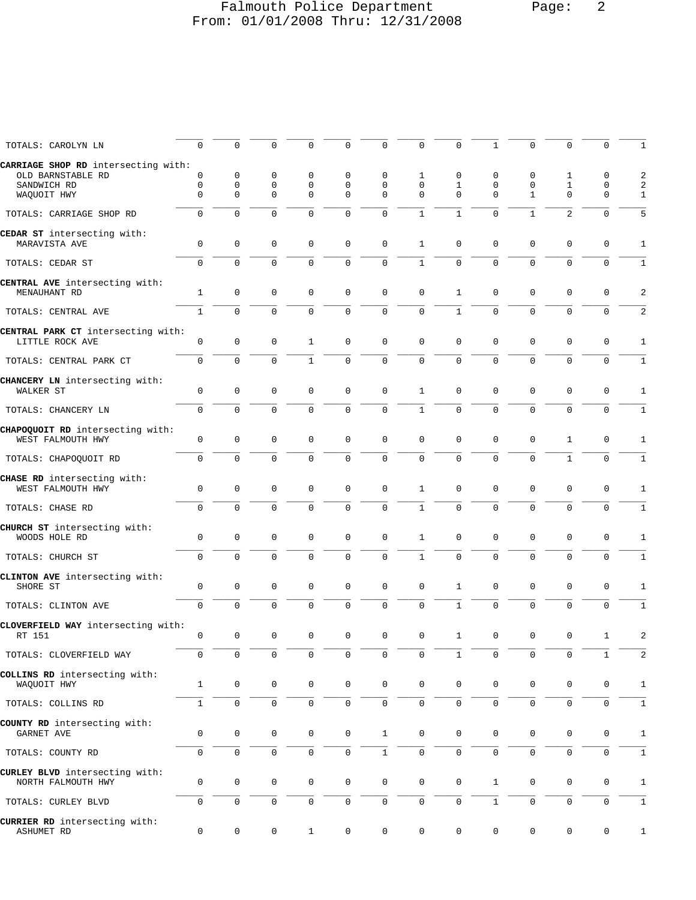Falmouth Police Department
From: 01/01/2008 Thru: 12/31/2008

| | | | | | | | | | | | | | |
|---|---|---|---|---|---|---|---|---|---|---|---|---|---|
| TOTALS: CAROLYN LN | 0 | 0 | 0 | 0 | 0 | 0 | 0 | 0 | 1 | 0 | 0 | 0 | 1 |
| **CARRIAGE SHOP RD** intersecting with: | | | | | | | | | | | | | |
| OLD BARNSTABLE RD | 0 | 0 | 0 | 0 | 0 | 0 | 1 | 0 | 0 | 0 | 1 | 0 | 2 |
| SANDWICH RD | 0 | 0 | 0 | 0 | 0 | 0 | 0 | 1 | 0 | 0 | 1 | 0 | 2 |
| WAQUOIT HWY | 0 | 0 | 0 | 0 | 0 | 0 | 0 | 0 | 0 | 1 | 0 | 0 | 1 |
| TOTALS: CARRIAGE SHOP RD | 0 | 0 | 0 | 0 | 0 | 0 | 1 | 1 | 0 | 1 | 2 | 0 | 5 |
| **CEDAR ST** intersecting with: | | | | | | | | | | | | | |
| MARAVISTA AVE | 0 | 0 | 0 | 0 | 0 | 0 | 1 | 0 | 0 | 0 | 0 | 0 | 1 |
| TOTALS: CEDAR ST | 0 | 0 | 0 | 0 | 0 | 0 | 1 | 0 | 0 | 0 | 0 | 0 | 1 |
| **CENTRAL AVE** intersecting with: | | | | | | | | | | | | | |
| MENAUHANT RD | 1 | 0 | 0 | 0 | 0 | 0 | 0 | 1 | 0 | 0 | 0 | 0 | 2 |
| TOTALS: CENTRAL AVE | 1 | 0 | 0 | 0 | 0 | 0 | 0 | 1 | 0 | 0 | 0 | 0 | 2 |
| **CENTRAL PARK CT** intersecting with: | | | | | | | | | | | | | |
| LITTLE ROCK AVE | 0 | 0 | 0 | 1 | 0 | 0 | 0 | 0 | 0 | 0 | 0 | 0 | 1 |
| TOTALS: CENTRAL PARK CT | 0 | 0 | 0 | 1 | 0 | 0 | 0 | 0 | 0 | 0 | 0 | 0 | 1 |
| **CHANCERY LN** intersecting with: | | | | | | | | | | | | | |
| WALKER ST | 0 | 0 | 0 | 0 | 0 | 0 | 1 | 0 | 0 | 0 | 0 | 0 | 1 |
| TOTALS: CHANCERY LN | 0 | 0 | 0 | 0 | 0 | 0 | 1 | 0 | 0 | 0 | 0 | 0 | 1 |
| **CHAPOQUOIT RD** intersecting with: | | | | | | | | | | | | | |
| WEST FALMOUTH HWY | 0 | 0 | 0 | 0 | 0 | 0 | 0 | 0 | 0 | 0 | 1 | 0 | 1 |
| TOTALS: CHAPOQUOIT RD | 0 | 0 | 0 | 0 | 0 | 0 | 0 | 0 | 0 | 0 | 1 | 0 | 1 |
| **CHASE RD** intersecting with: | | | | | | | | | | | | | |
| WEST FALMOUTH HWY | 0 | 0 | 0 | 0 | 0 | 0 | 1 | 0 | 0 | 0 | 0 | 0 | 1 |
| TOTALS: CHASE RD | 0 | 0 | 0 | 0 | 0 | 0 | 1 | 0 | 0 | 0 | 0 | 0 | 1 |
| **CHURCH ST** intersecting with: | | | | | | | | | | | | | |
| WOODS HOLE RD | 0 | 0 | 0 | 0 | 0 | 0 | 1 | 0 | 0 | 0 | 0 | 0 | 1 |
| TOTALS: CHURCH ST | 0 | 0 | 0 | 0 | 0 | 0 | 1 | 0 | 0 | 0 | 0 | 0 | 1 |
| **CLINTON AVE** intersecting with: | | | | | | | | | | | | | |
| SHORE ST | 0 | 0 | 0 | 0 | 0 | 0 | 0 | 1 | 0 | 0 | 0 | 0 | 1 |
| TOTALS: CLINTON AVE | 0 | 0 | 0 | 0 | 0 | 0 | 0 | 1 | 0 | 0 | 0 | 0 | 1 |
| **CLOVERFIELD WAY** intersecting with: | | | | | | | | | | | | | |
| RT 151 | 0 | 0 | 0 | 0 | 0 | 0 | 0 | 1 | 0 | 0 | 0 | 1 | 2 |
| TOTALS: CLOVERFIELD WAY | 0 | 0 | 0 | 0 | 0 | 0 | 0 | 1 | 0 | 0 | 0 | 1 | 2 |
| **COLLINS RD** intersecting with: | | | | | | | | | | | | | |
| WAQUOIT HWY | 1 | 0 | 0 | 0 | 0 | 0 | 0 | 0 | 0 | 0 | 0 | 0 | 1 |
| TOTALS: COLLINS RD | 1 | 0 | 0 | 0 | 0 | 0 | 0 | 0 | 0 | 0 | 0 | 0 | 1 |
| **COUNTY RD** intersecting with: | | | | | | | | | | | | | |
| GARNET AVE | 0 | 0 | 0 | 0 | 0 | 1 | 0 | 0 | 0 | 0 | 0 | 0 | 1 |
| TOTALS: COUNTY RD | 0 | 0 | 0 | 0 | 0 | 1 | 0 | 0 | 0 | 0 | 0 | 0 | 1 |
| **CURLEY BLVD** intersecting with: | | | | | | | | | | | | | |
| NORTH FALMOUTH HWY | 0 | 0 | 0 | 0 | 0 | 0 | 0 | 0 | 1 | 0 | 0 | 0 | 1 |
| TOTALS: CURLEY BLVD | 0 | 0 | 0 | 0 | 0 | 0 | 0 | 0 | 1 | 0 | 0 | 0 | 1 |
| **CURRIER RD** intersecting with: | | | | | | | | | | | | | |
| ASHUMET RD | 0 | 0 | 0 | 1 | 0 | 0 | 0 | 0 | 0 | 0 | 0 | 0 | 1 |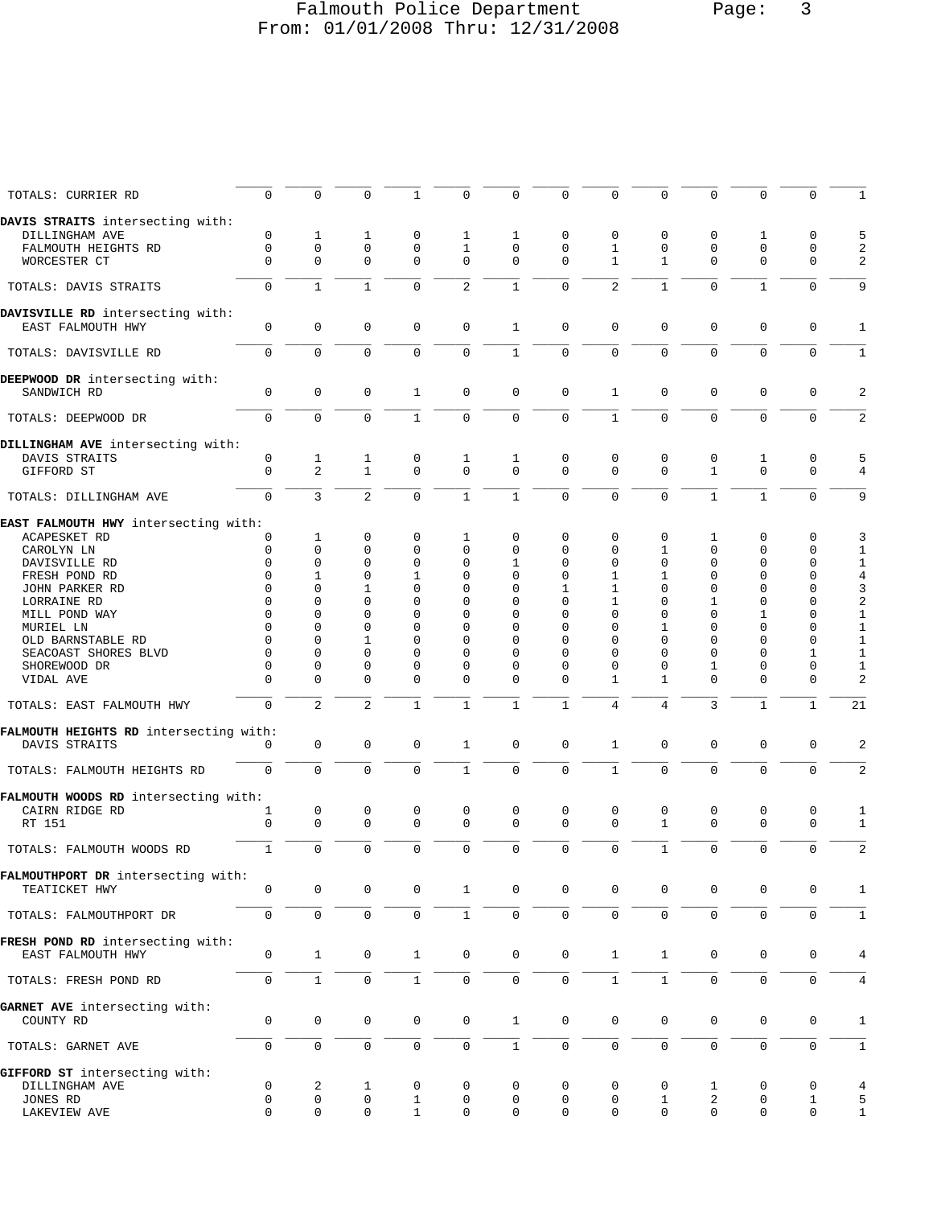| | | | | | | | | | | | | | |
|---|---|---|---|---|---|---|---|---|---|---|---|---|---|
| TOTALS: CURRIER RD | 0 | 0 | 0 | 1 | 0 | 0 | 0 | 0 | 0 | 0 | 0 | 0 | 1 |
| **DAVIS STRAITS** intersecting with: | | | | | | | | | | | | | |
| DILLINGHAM AVE | 0 | 1 | 1 | 0 | 1 | 1 | 0 | 0 | 0 | 0 | 1 | 0 | 5 |
| FALMOUTH HEIGHTS RD | 0 | 0 | 0 | 0 | 1 | 0 | 0 | 1 | 0 | 0 | 0 | 0 | 2 |
| WORCESTER CT | 0 | 0 | 0 | 0 | 0 | 0 | 0 | 1 | 1 | 0 | 0 | 0 | 2 |
| TOTALS: DAVIS STRAITS | 0 | 1 | 1 | 0 | 2 | 1 | 0 | 2 | 1 | 0 | 1 | 0 | 9 |
| **DAVISVILLE RD** intersecting with: | | | | | | | | | | | | | |
| EAST FALMOUTH HWY | 0 | 0 | 0 | 0 | 0 | 1 | 0 | 0 | 0 | 0 | 0 | 0 | 1 |
| TOTALS: DAVISVILLE RD | 0 | 0 | 0 | 0 | 0 | 1 | 0 | 0 | 0 | 0 | 0 | 0 | 1 |
| **DEEPWOOD DR** intersecting with: | | | | | | | | | | | | | |
| SANDWICH RD | 0 | 0 | 0 | 1 | 0 | 0 | 0 | 1 | 0 | 0 | 0 | 0 | 2 |
| TOTALS: DEEPWOOD DR | 0 | 0 | 0 | 1 | 0 | 0 | 0 | 1 | 0 | 0 | 0 | 0 | 2 |
| **DILLINGHAM AVE** intersecting with: | | | | | | | | | | | | | |
| DAVIS STRAITS | 0 | 1 | 1 | 0 | 1 | 1 | 0 | 0 | 0 | 0 | 1 | 0 | 5 |
| GIFFORD ST | 0 | 2 | 1 | 0 | 0 | 0 | 0 | 0 | 0 | 1 | 0 | 0 | 4 |
| TOTALS: DILLINGHAM AVE | 0 | 3 | 2 | 0 | 1 | 1 | 0 | 0 | 0 | 1 | 1 | 0 | 9 |
| **EAST FALMOUTH HWY** intersecting with: | | | | | | | | | | | | | |
| ACAPESKET RD | 0 | 1 | 0 | 0 | 1 | 0 | 0 | 0 | 0 | 1 | 0 | 0 | 3 |
| CAROLYN LN | 0 | 0 | 0 | 0 | 0 | 0 | 0 | 0 | 1 | 0 | 0 | 0 | 1 |
| DAVISVILLE RD | 0 | 0 | 0 | 0 | 0 | 1 | 0 | 0 | 0 | 0 | 0 | 0 | 1 |
| FRESH POND RD | 0 | 1 | 0 | 1 | 0 | 0 | 0 | 1 | 1 | 0 | 0 | 0 | 4 |
| JOHN PARKER RD | 0 | 0 | 1 | 0 | 0 | 0 | 1 | 1 | 0 | 0 | 0 | 0 | 3 |
| LORRAINE RD | 0 | 0 | 0 | 0 | 0 | 0 | 0 | 1 | 0 | 1 | 0 | 0 | 2 |
| MILL POND WAY | 0 | 0 | 0 | 0 | 0 | 0 | 0 | 0 | 0 | 0 | 1 | 0 | 1 |
| MURIEL LN | 0 | 0 | 0 | 0 | 0 | 0 | 0 | 0 | 1 | 0 | 0 | 0 | 1 |
| OLD BARNSTABLE RD | 0 | 0 | 1 | 0 | 0 | 0 | 0 | 0 | 0 | 0 | 0 | 0 | 1 |
| SEACOAST SHORES BLVD | 0 | 0 | 0 | 0 | 0 | 0 | 0 | 0 | 0 | 0 | 0 | 1 | 1 |
| SHOREWOOD DR | 0 | 0 | 0 | 0 | 0 | 0 | 0 | 0 | 0 | 1 | 0 | 0 | 1 |
| VIDAL AVE | 0 | 0 | 0 | 0 | 0 | 0 | 0 | 1 | 1 | 0 | 0 | 0 | 2 |
| TOTALS: EAST FALMOUTH HWY | 0 | 2 | 2 | 1 | 1 | 1 | 1 | 4 | 4 | 3 | 1 | 1 | 21 |
| **FALMOUTH HEIGHTS RD** intersecting with: | | | | | | | | | | | | | |
| DAVIS STRAITS | 0 | 0 | 0 | 0 | 1 | 0 | 0 | 1 | 0 | 0 | 0 | 0 | 2 |
| TOTALS: FALMOUTH HEIGHTS RD | 0 | 0 | 0 | 0 | 1 | 0 | 0 | 1 | 0 | 0 | 0 | 0 | 2 |
| **FALMOUTH WOODS RD** intersecting with: | | | | | | | | | | | | | |
| CAIRN RIDGE RD | 1 | 0 | 0 | 0 | 0 | 0 | 0 | 0 | 0 | 0 | 0 | 0 | 1 |
| RT 151 | 0 | 0 | 0 | 0 | 0 | 0 | 0 | 0 | 1 | 0 | 0 | 0 | 1 |
| TOTALS: FALMOUTH WOODS RD | 1 | 0 | 0 | 0 | 0 | 0 | 0 | 0 | 1 | 0 | 0 | 0 | 2 |
| **FALMOUTHPORT DR** intersecting with: | | | | | | | | | | | | | |
| TEATICKET HWY | 0 | 0 | 0 | 0 | 1 | 0 | 0 | 0 | 0 | 0 | 0 | 0 | 1 |
| TOTALS: FALMOUTHPORT DR | 0 | 0 | 0 | 0 | 1 | 0 | 0 | 0 | 0 | 0 | 0 | 0 | 1 |
| **FRESH POND RD** intersecting with: | | | | | | | | | | | | | |
| EAST FALMOUTH HWY | 0 | 1 | 0 | 1 | 0 | 0 | 0 | 1 | 1 | 0 | 0 | 0 | 4 |
| TOTALS: FRESH POND RD | 0 | 1 | 0 | 1 | 0 | 0 | 0 | 1 | 1 | 0 | 0 | 0 | 4 |
| **GARNET AVE** intersecting with: | | | | | | | | | | | | | |
| COUNTY RD | 0 | 0 | 0 | 0 | 0 | 1 | 0 | 0 | 0 | 0 | 0 | 0 | 1 |
| TOTALS: GARNET AVE | 0 | 0 | 0 | 0 | 0 | 1 | 0 | 0 | 0 | 0 | 0 | 0 | 1 |
| **GIFFORD ST** intersecting with: | | | | | | | | | | | | | |
| DILLINGHAM AVE | 0 | 2 | 1 | 0 | 0 | 0 | 0 | 0 | 0 | 1 | 0 | 0 | 4 |
| JONES RD | 0 | 0 | 0 | 1 | 0 | 0 | 0 | 0 | 1 | 2 | 0 | 1 | 5 |
| LAKEVIEW AVE | 0 | 0 | 0 | 1 | 0 | 0 | 0 | 0 | 0 | 0 | 0 | 0 | 1 |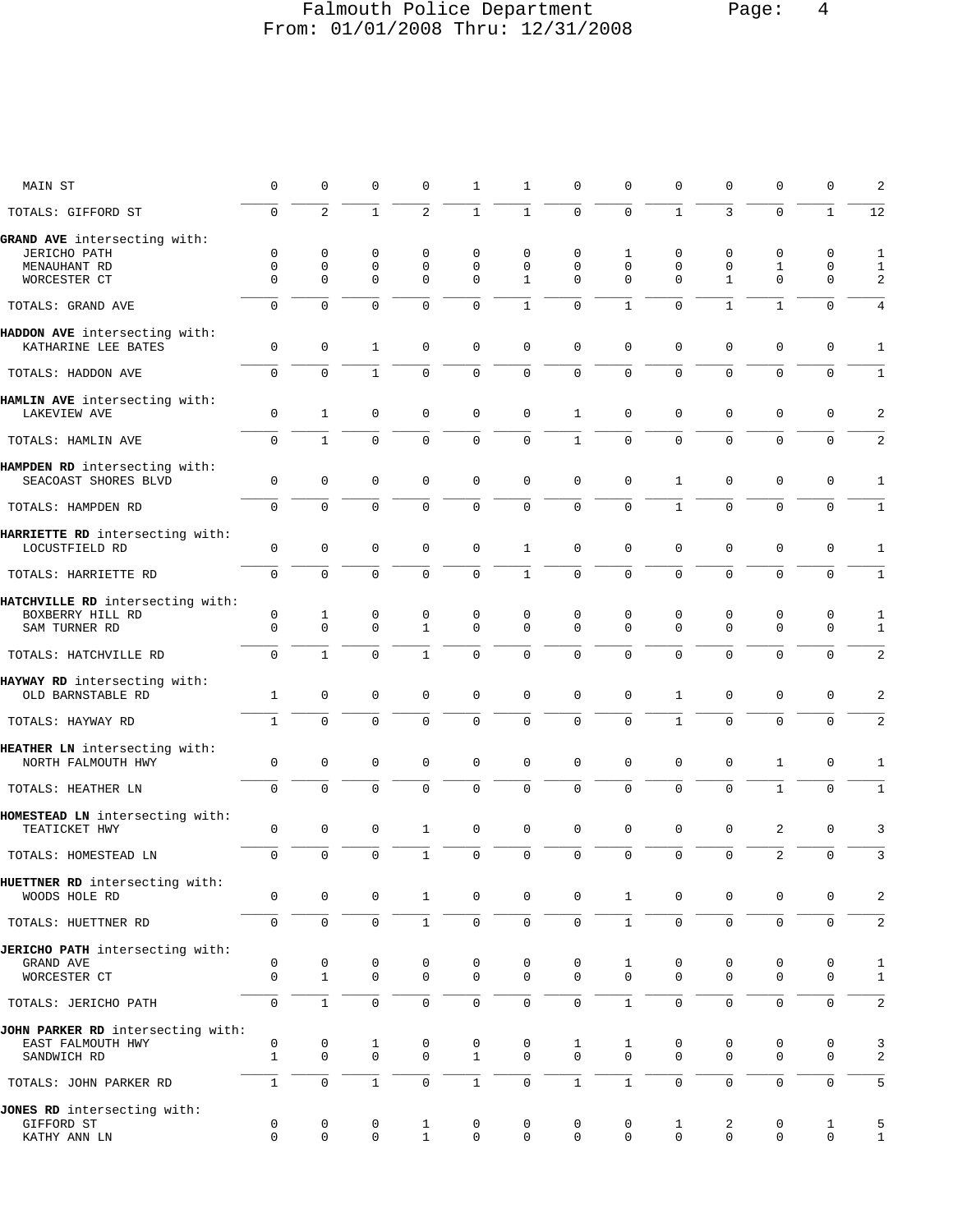Falmouth Police Department
From: 01/01/2008 Thru: 12/31/2008

| Street | | | | | | | | | | | | | Total |
|---|---|---|---|---|---|---|---|---|---|---|---|---|---|
| MAIN ST | 0 | 0 | 0 | 0 | 1 | 1 | 0 | 0 | 0 | 0 | 0 | 0 | 2 |
| TOTALS: GIFFORD ST | 0 | 2 | 1 | 2 | 1 | 1 | 0 | 0 | 1 | 3 | 0 | 1 | 12 |
| **GRAND AVE** intersecting with: | | | | | | | | | | | | | |
| JERICHO PATH | 0 | 0 | 0 | 0 | 0 | 0 | 0 | 1 | 0 | 0 | 0 | 0 | 1 |
| MENAUHANT RD | 0 | 0 | 0 | 0 | 0 | 0 | 0 | 0 | 0 | 0 | 1 | 0 | 1 |
| WORCESTER CT | 0 | 0 | 0 | 0 | 0 | 1 | 0 | 0 | 0 | 1 | 0 | 0 | 2 |
| TOTALS: GRAND AVE | 0 | 0 | 0 | 0 | 0 | 1 | 0 | 1 | 0 | 1 | 1 | 0 | 4 |
| **HADDON AVE** intersecting with: | | | | | | | | | | | | | |
| KATHARINE LEE BATES | 0 | 0 | 1 | 0 | 0 | 0 | 0 | 0 | 0 | 0 | 0 | 0 | 1 |
| TOTALS: HADDON AVE | 0 | 0 | 1 | 0 | 0 | 0 | 0 | 0 | 0 | 0 | 0 | 0 | 1 |
| **HAMLIN AVE** intersecting with: | | | | | | | | | | | | | |
| LAKEVIEW AVE | 0 | 1 | 0 | 0 | 0 | 0 | 1 | 0 | 0 | 0 | 0 | 0 | 2 |
| TOTALS: HAMLIN AVE | 0 | 1 | 0 | 0 | 0 | 0 | 1 | 0 | 0 | 0 | 0 | 0 | 2 |
| **HAMPDEN RD** intersecting with: | | | | | | | | | | | | | |
| SEACOAST SHORES BLVD | 0 | 0 | 0 | 0 | 0 | 0 | 0 | 0 | 1 | 0 | 0 | 0 | 1 |
| TOTALS: HAMPDEN RD | 0 | 0 | 0 | 0 | 0 | 0 | 0 | 0 | 1 | 0 | 0 | 0 | 1 |
| **HARRIETTE RD** intersecting with: | | | | | | | | | | | | | |
| LOCUSTFIELD RD | 0 | 0 | 0 | 0 | 0 | 1 | 0 | 0 | 0 | 0 | 0 | 0 | 1 |
| TOTALS: HARRIETTE RD | 0 | 0 | 0 | 0 | 0 | 1 | 0 | 0 | 0 | 0 | 0 | 0 | 1 |
| **HATCHVILLE RD** intersecting with: | | | | | | | | | | | | | |
| BOXBERRY HILL RD | 0 | 1 | 0 | 0 | 0 | 0 | 0 | 0 | 0 | 0 | 0 | 0 | 1 |
| SAM TURNER RD | 0 | 0 | 0 | 1 | 0 | 0 | 0 | 0 | 0 | 0 | 0 | 0 | 1 |
| TOTALS: HATCHVILLE RD | 0 | 1 | 0 | 1 | 0 | 0 | 0 | 0 | 0 | 0 | 0 | 0 | 2 |
| **HAYWAY RD** intersecting with: | | | | | | | | | | | | | |
| OLD BARNSTABLE RD | 1 | 0 | 0 | 0 | 0 | 0 | 0 | 0 | 1 | 0 | 0 | 0 | 2 |
| TOTALS: HAYWAY RD | 1 | 0 | 0 | 0 | 0 | 0 | 0 | 0 | 1 | 0 | 0 | 0 | 2 |
| **HEATHER LN** intersecting with: | | | | | | | | | | | | | |
| NORTH FALMOUTH HWY | 0 | 0 | 0 | 0 | 0 | 0 | 0 | 0 | 0 | 0 | 1 | 0 | 1 |
| TOTALS: HEATHER LN | 0 | 0 | 0 | 0 | 0 | 0 | 0 | 0 | 0 | 0 | 1 | 0 | 1 |
| **HOMESTEAD LN** intersecting with: | | | | | | | | | | | | | |
| TEATICKET HWY | 0 | 0 | 0 | 1 | 0 | 0 | 0 | 0 | 0 | 0 | 2 | 0 | 3 |
| TOTALS: HOMESTEAD LN | 0 | 0 | 0 | 1 | 0 | 0 | 0 | 0 | 0 | 0 | 2 | 0 | 3 |
| **HUETTNER RD** intersecting with: | | | | | | | | | | | | | |
| WOODS HOLE RD | 0 | 0 | 0 | 1 | 0 | 0 | 0 | 1 | 0 | 0 | 0 | 0 | 2 |
| TOTALS: HUETTNER RD | 0 | 0 | 0 | 1 | 0 | 0 | 0 | 1 | 0 | 0 | 0 | 0 | 2 |
| **JERICHO PATH** intersecting with: | | | | | | | | | | | | | |
| GRAND AVE | 0 | 0 | 0 | 0 | 0 | 0 | 0 | 1 | 0 | 0 | 0 | 0 | 1 |
| WORCESTER CT | 0 | 1 | 0 | 0 | 0 | 0 | 0 | 0 | 0 | 0 | 0 | 0 | 1 |
| TOTALS: JERICHO PATH | 0 | 1 | 0 | 0 | 0 | 0 | 0 | 1 | 0 | 0 | 0 | 0 | 2 |
| **JOHN PARKER RD** intersecting with: | | | | | | | | | | | | | |
| EAST FALMOUTH HWY | 0 | 0 | 1 | 0 | 0 | 0 | 1 | 1 | 0 | 0 | 0 | 0 | 3 |
| SANDWICH RD | 1 | 0 | 0 | 0 | 1 | 0 | 0 | 0 | 0 | 0 | 0 | 0 | 2 |
| TOTALS: JOHN PARKER RD | 1 | 0 | 1 | 0 | 1 | 0 | 1 | 1 | 0 | 0 | 0 | 0 | 5 |
| **JONES RD** intersecting with: | | | | | | | | | | | | | |
| GIFFORD ST | 0 | 0 | 0 | 1 | 0 | 0 | 0 | 0 | 1 | 2 | 0 | 1 | 5 |
| KATHY ANN LN | 0 | 0 | 0 | 1 | 0 | 0 | 0 | 0 | 0 | 0 | 0 | 0 | 1 |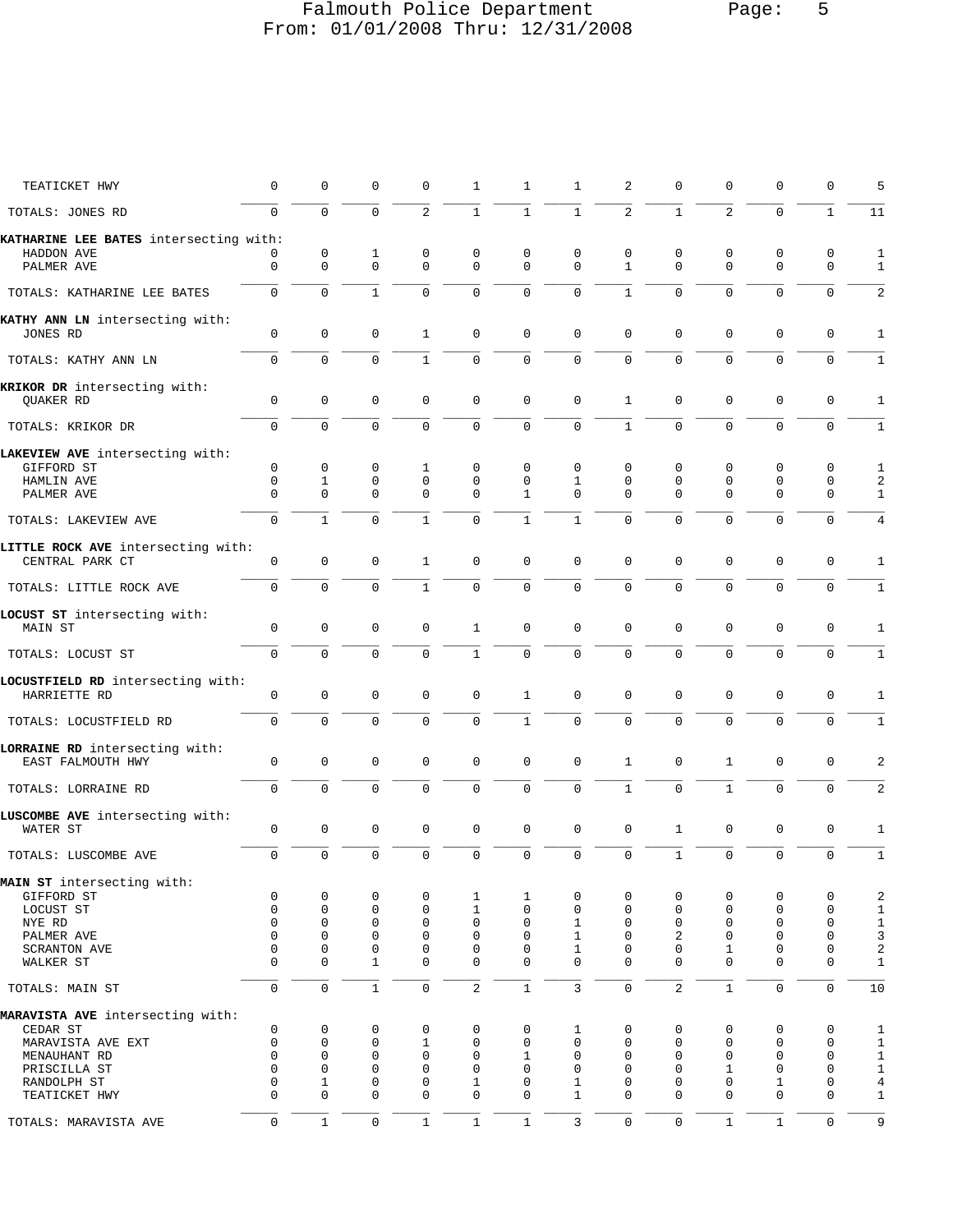| Street | | | | | | | | | | | | | Total |
|---|---|---|---|---|---|---|---|---|---|---|---|---|---|
| TEATICKET HWY | 0 | 0 | 0 | 0 | 1 | 1 | 1 | 2 | 0 | 0 | 0 | 0 | 5 |
| TOTALS: JONES RD | 0 | 0 | 0 | 2 | 1 | 1 | 1 | 2 | 1 | 2 | 0 | 1 | 11 |
| **KATHARINE LEE BATES** intersecting with: | | | | | | | | | | | | | |
| HADDON AVE | 0 | 0 | 1 | 0 | 0 | 0 | 0 | 0 | 0 | 0 | 0 | 0 | 1 |
| PALMER AVE | 0 | 0 | 0 | 0 | 0 | 0 | 0 | 1 | 0 | 0 | 0 | 0 | 1 |
| TOTALS: KATHARINE LEE BATES | 0 | 0 | 1 | 0 | 0 | 0 | 0 | 1 | 0 | 0 | 0 | 0 | 2 |
| **KATHY ANN LN** intersecting with: | | | | | | | | | | | | | |
| JONES RD | 0 | 0 | 0 | 1 | 0 | 0 | 0 | 0 | 0 | 0 | 0 | 0 | 1 |
| TOTALS: KATHY ANN LN | 0 | 0 | 0 | 1 | 0 | 0 | 0 | 0 | 0 | 0 | 0 | 0 | 1 |
| **KRIKOR DR** intersecting with: | | | | | | | | | | | | | |
| QUAKER RD | 0 | 0 | 0 | 0 | 0 | 0 | 0 | 1 | 0 | 0 | 0 | 0 | 1 |
| TOTALS: KRIKOR DR | 0 | 0 | 0 | 0 | 0 | 0 | 0 | 1 | 0 | 0 | 0 | 0 | 1 |
| **LAKEVIEW AVE** intersecting with: | | | | | | | | | | | | | |
| GIFFORD ST | 0 | 0 | 0 | 1 | 0 | 0 | 0 | 0 | 0 | 0 | 0 | 0 | 1 |
| HAMLIN AVE | 0 | 1 | 0 | 0 | 0 | 0 | 1 | 0 | 0 | 0 | 0 | 0 | 2 |
| PALMER AVE | 0 | 0 | 0 | 0 | 0 | 1 | 0 | 0 | 0 | 0 | 0 | 0 | 1 |
| TOTALS: LAKEVIEW AVE | 0 | 1 | 0 | 1 | 0 | 1 | 1 | 0 | 0 | 0 | 0 | 0 | 4 |
| **LITTLE ROCK AVE** intersecting with: | | | | | | | | | | | | | |
| CENTRAL PARK CT | 0 | 0 | 0 | 1 | 0 | 0 | 0 | 0 | 0 | 0 | 0 | 0 | 1 |
| TOTALS: LITTLE ROCK AVE | 0 | 0 | 0 | 1 | 0 | 0 | 0 | 0 | 0 | 0 | 0 | 0 | 1 |
| **LOCUST ST** intersecting with: | | | | | | | | | | | | | |
| MAIN ST | 0 | 0 | 0 | 0 | 1 | 0 | 0 | 0 | 0 | 0 | 0 | 0 | 1 |
| TOTALS: LOCUST ST | 0 | 0 | 0 | 0 | 1 | 0 | 0 | 0 | 0 | 0 | 0 | 0 | 1 |
| **LOCUSTFIELD RD** intersecting with: | | | | | | | | | | | | | |
| HARRIETTE RD | 0 | 0 | 0 | 0 | 0 | 1 | 0 | 0 | 0 | 0 | 0 | 0 | 1 |
| TOTALS: LOCUSTFIELD RD | 0 | 0 | 0 | 0 | 0 | 1 | 0 | 0 | 0 | 0 | 0 | 0 | 1 |
| **LORRAINE RD** intersecting with: | | | | | | | | | | | | | |
| EAST FALMOUTH HWY | 0 | 0 | 0 | 0 | 0 | 0 | 0 | 1 | 0 | 1 | 0 | 0 | 2 |
| TOTALS: LORRAINE RD | 0 | 0 | 0 | 0 | 0 | 0 | 0 | 1 | 0 | 1 | 0 | 0 | 2 |
| **LUSCOMBE AVE** intersecting with: | | | | | | | | | | | | | |
| WATER ST | 0 | 0 | 0 | 0 | 0 | 0 | 0 | 0 | 1 | 0 | 0 | 0 | 1 |
| TOTALS: LUSCOMBE AVE | 0 | 0 | 0 | 0 | 0 | 0 | 0 | 0 | 1 | 0 | 0 | 0 | 1 |
| **MAIN ST** intersecting with: | | | | | | | | | | | | | |
| GIFFORD ST | 0 | 0 | 0 | 0 | 1 | 1 | 0 | 0 | 0 | 0 | 0 | 0 | 2 |
| LOCUST ST | 0 | 0 | 0 | 0 | 1 | 0 | 0 | 0 | 0 | 0 | 0 | 0 | 1 |
| NYE RD | 0 | 0 | 0 | 0 | 0 | 0 | 1 | 0 | 0 | 0 | 0 | 0 | 1 |
| PALMER AVE | 0 | 0 | 0 | 0 | 0 | 0 | 1 | 0 | 2 | 0 | 0 | 0 | 3 |
| SCRANTON AVE | 0 | 0 | 0 | 0 | 0 | 0 | 1 | 0 | 0 | 1 | 0 | 0 | 2 |
| WALKER ST | 0 | 0 | 1 | 0 | 0 | 0 | 0 | 0 | 0 | 0 | 0 | 0 | 1 |
| TOTALS: MAIN ST | 0 | 0 | 1 | 0 | 2 | 1 | 3 | 0 | 2 | 1 | 0 | 0 | 10 |
| **MARAVISTA AVE** intersecting with: | | | | | | | | | | | | | |
| CEDAR ST | 0 | 0 | 0 | 0 | 0 | 0 | 1 | 0 | 0 | 0 | 0 | 0 | 1 |
| MARAVISTA AVE EXT | 0 | 0 | 0 | 1 | 0 | 0 | 0 | 0 | 0 | 0 | 0 | 0 | 1 |
| MENAUHANT RD | 0 | 0 | 0 | 0 | 0 | 1 | 0 | 0 | 0 | 0 | 0 | 0 | 1 |
| PRISCILLA ST | 0 | 0 | 0 | 0 | 0 | 0 | 0 | 0 | 0 | 1 | 0 | 0 | 1 |
| RANDOLPH ST | 0 | 1 | 0 | 0 | 1 | 0 | 1 | 0 | 0 | 0 | 1 | 0 | 4 |
| TEATICKET HWY | 0 | 0 | 0 | 0 | 0 | 0 | 1 | 0 | 0 | 0 | 0 | 0 | 1 |
| TOTALS: MARAVISTA AVE | 0 | 1 | 0 | 1 | 1 | 1 | 3 | 0 | 0 | 1 | 1 | 0 | 9 |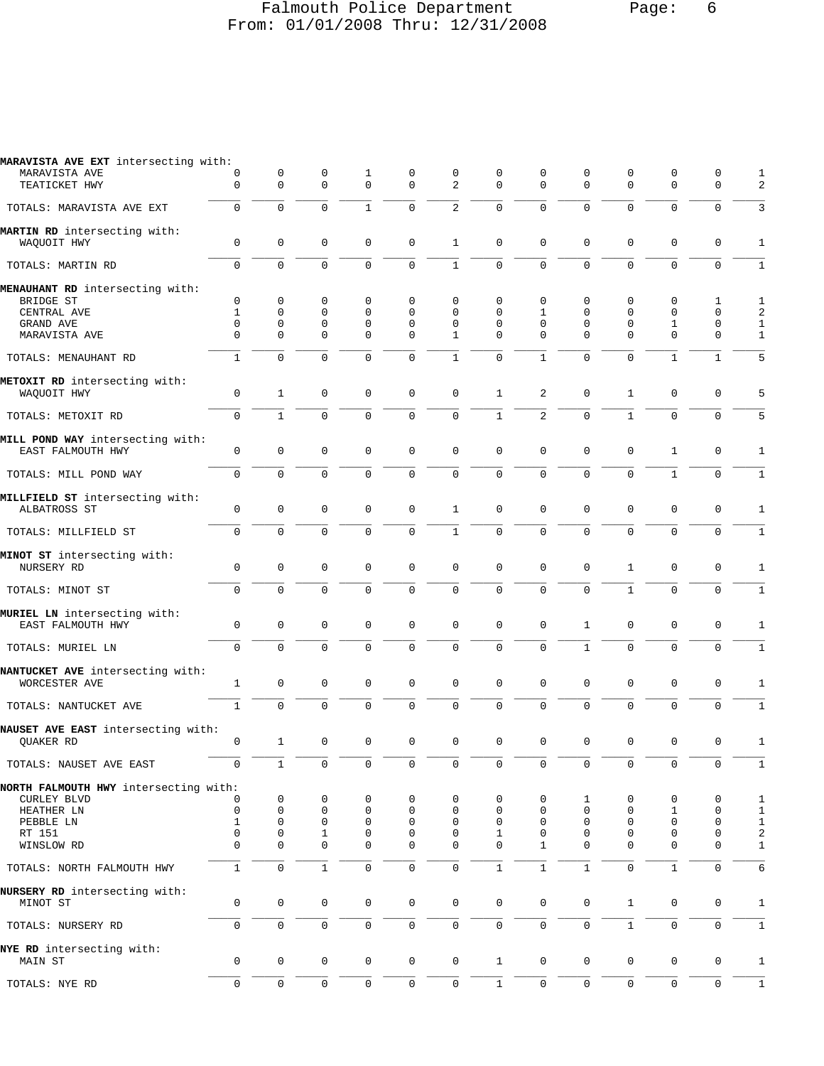Falmouth Police Department
From: 01/01/2008 Thru: 12/31/2008

| | | | | | | | | | | | | | |
|---|---|---|---|---|---|---|---|---|---|---|---|---|---|
| **MARAVISTA AVE EXT** intersecting with: | | | | | | | | | | | | | |
| MARAVISTA AVE | 0 | 0 | 0 | 1 | 0 | 0 | 0 | 0 | 0 | 0 | 0 | 0 | 1 |
| TEATICKET HWY | 0 | 0 | 0 | 0 | 0 | 2 | 0 | 0 | 0 | 0 | 0 | 0 | 2 |
| TOTALS: MARAVISTA AVE EXT | 0 | 0 | 0 | 1 | 0 | 2 | 0 | 0 | 0 | 0 | 0 | 0 | 3 |
| **MARTIN RD** intersecting with: | | | | | | | | | | | | | |
| WAQUOIT HWY | 0 | 0 | 0 | 0 | 0 | 1 | 0 | 0 | 0 | 0 | 0 | 0 | 1 |
| TOTALS: MARTIN RD | 0 | 0 | 0 | 0 | 0 | 1 | 0 | 0 | 0 | 0 | 0 | 0 | 1 |
| **MENAUHANT RD** intersecting with: | | | | | | | | | | | | | |
| BRIDGE ST | 0 | 0 | 0 | 0 | 0 | 0 | 0 | 0 | 0 | 0 | 0 | 1 | 1 |
| CENTRAL AVE | 1 | 0 | 0 | 0 | 0 | 0 | 0 | 1 | 0 | 0 | 0 | 0 | 2 |
| GRAND AVE | 0 | 0 | 0 | 0 | 0 | 0 | 0 | 0 | 0 | 0 | 1 | 0 | 1 |
| MARAVISTA AVE | 0 | 0 | 0 | 0 | 0 | 1 | 0 | 0 | 0 | 0 | 0 | 0 | 1 |
| TOTALS: MENAUHANT RD | 1 | 0 | 0 | 0 | 0 | 1 | 0 | 1 | 0 | 0 | 1 | 1 | 5 |
| **METOXIT RD** intersecting with: | | | | | | | | | | | | | |
| WAQUOIT HWY | 0 | 1 | 0 | 0 | 0 | 0 | 1 | 2 | 0 | 1 | 0 | 0 | 5 |
| TOTALS: METOXIT RD | 0 | 1 | 0 | 0 | 0 | 0 | 1 | 2 | 0 | 1 | 0 | 0 | 5 |
| **MILL POND WAY** intersecting with: | | | | | | | | | | | | | |
| EAST FALMOUTH HWY | 0 | 0 | 0 | 0 | 0 | 0 | 0 | 0 | 0 | 0 | 1 | 0 | 1 |
| TOTALS: MILL POND WAY | 0 | 0 | 0 | 0 | 0 | 0 | 0 | 0 | 0 | 0 | 1 | 0 | 1 |
| **MILLFIELD ST** intersecting with: | | | | | | | | | | | | | |
| ALBATROSS ST | 0 | 0 | 0 | 0 | 0 | 1 | 0 | 0 | 0 | 0 | 0 | 0 | 1 |
| TOTALS: MILLFIELD ST | 0 | 0 | 0 | 0 | 0 | 1 | 0 | 0 | 0 | 0 | 0 | 0 | 1 |
| **MINOT ST** intersecting with: | | | | | | | | | | | | | |
| NURSERY RD | 0 | 0 | 0 | 0 | 0 | 0 | 0 | 0 | 0 | 1 | 0 | 0 | 1 |
| TOTALS: MINOT ST | 0 | 0 | 0 | 0 | 0 | 0 | 0 | 0 | 0 | 1 | 0 | 0 | 1 |
| **MURIEL LN** intersecting with: | | | | | | | | | | | | | |
| EAST FALMOUTH HWY | 0 | 0 | 0 | 0 | 0 | 0 | 0 | 0 | 1 | 0 | 0 | 0 | 1 |
| TOTALS: MURIEL LN | 0 | 0 | 0 | 0 | 0 | 0 | 0 | 0 | 1 | 0 | 0 | 0 | 1 |
| **NANTUCKET AVE** intersecting with: | | | | | | | | | | | | | |
| WORCESTER AVE | 1 | 0 | 0 | 0 | 0 | 0 | 0 | 0 | 0 | 0 | 0 | 0 | 1 |
| TOTALS: NANTUCKET AVE | 1 | 0 | 0 | 0 | 0 | 0 | 0 | 0 | 0 | 0 | 0 | 0 | 1 |
| **NAUSET AVE EAST** intersecting with: | | | | | | | | | | | | | |
| QUAKER RD | 0 | 1 | 0 | 0 | 0 | 0 | 0 | 0 | 0 | 0 | 0 | 0 | 1 |
| TOTALS: NAUSET AVE EAST | 0 | 1 | 0 | 0 | 0 | 0 | 0 | 0 | 0 | 0 | 0 | 0 | 1 |
| **NORTH FALMOUTH HWY** intersecting with: | | | | | | | | | | | | | |
| CURLEY BLVD | 0 | 0 | 0 | 0 | 0 | 0 | 0 | 0 | 1 | 0 | 0 | 0 | 1 |
| HEATHER LN | 0 | 0 | 0 | 0 | 0 | 0 | 0 | 0 | 0 | 0 | 1 | 0 | 1 |
| PEBBLE LN | 1 | 0 | 0 | 0 | 0 | 0 | 0 | 0 | 0 | 0 | 0 | 0 | 1 |
| RT 151 | 0 | 0 | 1 | 0 | 0 | 0 | 1 | 0 | 0 | 0 | 0 | 0 | 2 |
| WINSLOW RD | 0 | 0 | 0 | 0 | 0 | 0 | 0 | 1 | 0 | 0 | 0 | 0 | 1 |
| TOTALS: NORTH FALMOUTH HWY | 1 | 0 | 1 | 0 | 0 | 0 | 1 | 1 | 1 | 0 | 1 | 0 | 6 |
| **NURSERY RD** intersecting with: | | | | | | | | | | | | | |
| MINOT ST | 0 | 0 | 0 | 0 | 0 | 0 | 0 | 0 | 0 | 1 | 0 | 0 | 1 |
| TOTALS: NURSERY RD | 0 | 0 | 0 | 0 | 0 | 0 | 0 | 0 | 0 | 1 | 0 | 0 | 1 |
| **NYE RD** intersecting with: | | | | | | | | | | | | | |
| MAIN ST | 0 | 0 | 0 | 0 | 0 | 0 | 1 | 0 | 0 | 0 | 0 | 0 | 1 |
| TOTALS: NYE RD | 0 | 0 | 0 | 0 | 0 | 0 | 1 | 0 | 0 | 0 | 0 | 0 | 1 |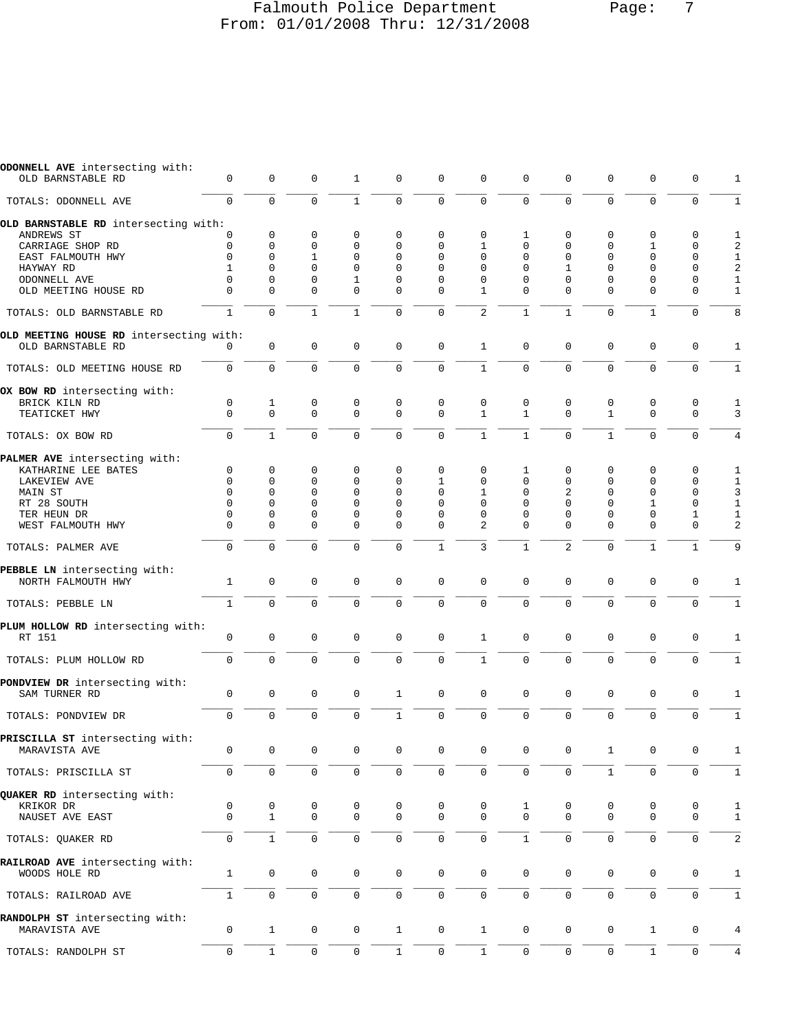**ODONNELL AVE** intersecting with:

| | | | | | | | | | | | | | |
|---|---|---|---|---|---|---|---|---|---|---|---|---|---|
| OLD BARNSTABLE RD | 0 | 0 | 0 | 1 | 0 | 0 | 0 | 0 | 0 | 0 | 0 | 0 | 1 |
| TOTALS: ODONNELL AVE | 0 | 0 | 0 | 1 | 0 | 0 | 0 | 0 | 0 | 0 | 0 | 0 | 1 |

**OLD BARNSTABLE RD** intersecting with:

| | | | | | | | | | | | | | |
|---|---|---|---|---|---|---|---|---|---|---|---|---|---|
| ANDREWS ST | 0 | 0 | 0 | 0 | 0 | 0 | 0 | 1 | 0 | 0 | 0 | 0 | 1 |
| CARRIAGE SHOP RD | 0 | 0 | 0 | 0 | 0 | 0 | 1 | 0 | 0 | 0 | 1 | 0 | 2 |
| EAST FALMOUTH HWY | 0 | 0 | 1 | 0 | 0 | 0 | 0 | 0 | 0 | 0 | 0 | 0 | 1 |
| HAYWAY RD | 1 | 0 | 0 | 0 | 0 | 0 | 0 | 0 | 1 | 0 | 0 | 0 | 2 |
| ODONNELL AVE | 0 | 0 | 0 | 1 | 0 | 0 | 0 | 0 | 0 | 0 | 0 | 0 | 1 |
| OLD MEETING HOUSE RD | 0 | 0 | 0 | 0 | 0 | 0 | 1 | 0 | 0 | 0 | 0 | 0 | 1 |
| TOTALS: OLD BARNSTABLE RD | 1 | 0 | 1 | 1 | 0 | 0 | 2 | 1 | 1 | 0 | 1 | 0 | 8 |

**OLD MEETING HOUSE RD** intersecting with:

| | | | | | | | | | | | | | |
|---|---|---|---|---|---|---|---|---|---|---|---|---|---|
| OLD BARNSTABLE RD | 0 | 0 | 0 | 0 | 0 | 0 | 1 | 0 | 0 | 0 | 0 | 0 | 1 |
| TOTALS: OLD MEETING HOUSE RD | 0 | 0 | 0 | 0 | 0 | 0 | 1 | 0 | 0 | 0 | 0 | 0 | 1 |

**OX BOW RD** intersecting with:

| | | | | | | | | | | | | | |
|---|---|---|---|---|---|---|---|---|---|---|---|---|---|
| BRICK KILN RD | 0 | 1 | 0 | 0 | 0 | 0 | 0 | 0 | 0 | 0 | 0 | 0 | 1 |
| TEATICKET HWY | 0 | 0 | 0 | 0 | 0 | 0 | 1 | 1 | 0 | 1 | 0 | 0 | 3 |
| TOTALS: OX BOW RD | 0 | 1 | 0 | 0 | 0 | 0 | 1 | 1 | 0 | 1 | 0 | 0 | 4 |

**PALMER AVE** intersecting with:

| | | | | | | | | | | | | | |
|---|---|---|---|---|---|---|---|---|---|---|---|---|---|
| KATHARINE LEE BATES | 0 | 0 | 0 | 0 | 0 | 0 | 0 | 1 | 0 | 0 | 0 | 0 | 1 |
| LAKEVIEW AVE | 0 | 0 | 0 | 0 | 0 | 1 | 0 | 0 | 0 | 0 | 0 | 0 | 1 |
| MAIN ST | 0 | 0 | 0 | 0 | 0 | 0 | 1 | 0 | 2 | 0 | 0 | 0 | 3 |
| RT 28 SOUTH | 0 | 0 | 0 | 0 | 0 | 0 | 0 | 0 | 0 | 0 | 1 | 0 | 1 |
| TER HEUN DR | 0 | 0 | 0 | 0 | 0 | 0 | 0 | 0 | 0 | 0 | 0 | 1 | 1 |
| WEST FALMOUTH HWY | 0 | 0 | 0 | 0 | 0 | 0 | 2 | 0 | 0 | 0 | 0 | 0 | 2 |
| TOTALS: PALMER AVE | 0 | 0 | 0 | 0 | 0 | 1 | 3 | 1 | 2 | 0 | 1 | 1 | 9 |

**PEBBLE LN** intersecting with:

| | | | | | | | | | | | | | |
|---|---|---|---|---|---|---|---|---|---|---|---|---|---|
| NORTH FALMOUTH HWY | 1 | 0 | 0 | 0 | 0 | 0 | 0 | 0 | 0 | 0 | 0 | 0 | 1 |
| TOTALS: PEBBLE LN | 1 | 0 | 0 | 0 | 0 | 0 | 0 | 0 | 0 | 0 | 0 | 0 | 1 |

**PLUM HOLLOW RD** intersecting with:

| | | | | | | | | | | | | | |
|---|---|---|---|---|---|---|---|---|---|---|---|---|---|
| RT 151 | 0 | 0 | 0 | 0 | 0 | 0 | 1 | 0 | 0 | 0 | 0 | 0 | 1 |
| TOTALS: PLUM HOLLOW RD | 0 | 0 | 0 | 0 | 0 | 0 | 1 | 0 | 0 | 0 | 0 | 0 | 1 |

**PONDVIEW DR** intersecting with:

| | | | | | | | | | | | | | |
|---|---|---|---|---|---|---|---|---|---|---|---|---|---|
| SAM TURNER RD | 0 | 0 | 0 | 0 | 1 | 0 | 0 | 0 | 0 | 0 | 0 | 0 | 1 |
| TOTALS: PONDVIEW DR | 0 | 0 | 0 | 0 | 1 | 0 | 0 | 0 | 0 | 0 | 0 | 0 | 1 |

**PRISCILLA ST** intersecting with:

| | | | | | | | | | | | | | |
|---|---|---|---|---|---|---|---|---|---|---|---|---|---|
| MARAVISTA AVE | 0 | 0 | 0 | 0 | 0 | 0 | 0 | 0 | 0 | 1 | 0 | 0 | 1 |
| TOTALS: PRISCILLA ST | 0 | 0 | 0 | 0 | 0 | 0 | 0 | 0 | 0 | 1 | 0 | 0 | 1 |

**QUAKER RD** intersecting with:

| | | | | | | | | | | | | | |
|---|---|---|---|---|---|---|---|---|---|---|---|---|---|
| KRIKOR DR | 0 | 0 | 0 | 0 | 0 | 0 | 0 | 1 | 0 | 0 | 0 | 0 | 1 |
| NAUSET AVE EAST | 0 | 1 | 0 | 0 | 0 | 0 | 0 | 0 | 0 | 0 | 0 | 0 | 1 |
| TOTALS: QUAKER RD | 0 | 1 | 0 | 0 | 0 | 0 | 0 | 1 | 0 | 0 | 0 | 0 | 2 |

**RAILROAD AVE** intersecting with:

| | | | | | | | | | | | | | |
|---|---|---|---|---|---|---|---|---|---|---|---|---|---|
| WOODS HOLE RD | 1 | 0 | 0 | 0 | 0 | 0 | 0 | 0 | 0 | 0 | 0 | 0 | 1 |
| TOTALS: RAILROAD AVE | 1 | 0 | 0 | 0 | 0 | 0 | 0 | 0 | 0 | 0 | 0 | 0 | 1 |

**RANDOLPH ST** intersecting with:

| | | | | | | | | | | | | | |
|---|---|---|---|---|---|---|---|---|---|---|---|---|---|
| MARAVISTA AVE | 0 | 1 | 0 | 0 | 1 | 0 | 1 | 0 | 0 | 0 | 1 | 0 | 4 |
| TOTALS: RANDOLPH ST | 0 | 1 | 0 | 0 | 1 | 0 | 1 | 0 | 0 | 0 | 1 | 0 | 4 |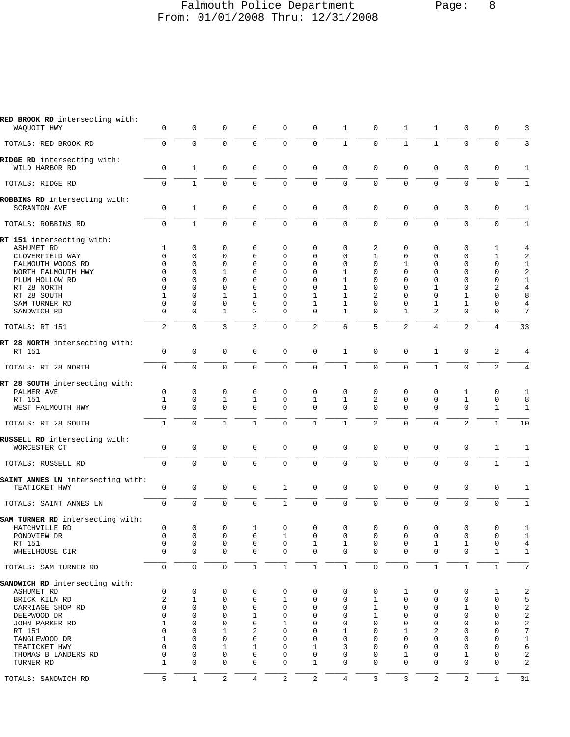| Intersection | | | | | | | | | | | | | Total |
|---|---|---|---|---|---|---|---|---|---|---|---|---|---|
| **RED BROOK RD** intersecting with: | | | | | | | | | | | | | |
| WAQUOIT HWY | 0 | 0 | 0 | 0 | 0 | 0 | 1 | 0 | 1 | 1 | 0 | 0 | 3 |
| TOTALS: RED BROOK RD | 0 | 0 | 0 | 0 | 0 | 0 | 1 | 0 | 1 | 1 | 0 | 0 | 3 |
| **RIDGE RD** intersecting with: | | | | | | | | | | | | | |
| WILD HARBOR RD | 0 | 1 | 0 | 0 | 0 | 0 | 0 | 0 | 0 | 0 | 0 | 0 | 1 |
| TOTALS: RIDGE RD | 0 | 1 | 0 | 0 | 0 | 0 | 0 | 0 | 0 | 0 | 0 | 0 | 1 |
| **ROBBINS RD** intersecting with: | | | | | | | | | | | | | |
| SCRANTON AVE | 0 | 1 | 0 | 0 | 0 | 0 | 0 | 0 | 0 | 0 | 0 | 0 | 1 |
| TOTALS: ROBBINS RD | 0 | 1 | 0 | 0 | 0 | 0 | 0 | 0 | 0 | 0 | 0 | 0 | 1 |
| **RT 151** intersecting with: | | | | | | | | | | | | | |
| ASHUMET RD | 1 | 0 | 0 | 0 | 0 | 0 | 0 | 2 | 0 | 0 | 0 | 1 | 4 |
| CLOVERFIELD WAY | 0 | 0 | 0 | 0 | 0 | 0 | 0 | 1 | 0 | 0 | 0 | 1 | 2 |
| FALMOUTH WOODS RD | 0 | 0 | 0 | 0 | 0 | 0 | 0 | 0 | 1 | 0 | 0 | 0 | 1 |
| NORTH FALMOUTH HWY | 0 | 0 | 1 | 0 | 0 | 0 | 1 | 0 | 0 | 0 | 0 | 0 | 2 |
| PLUM HOLLOW RD | 0 | 0 | 0 | 0 | 0 | 0 | 1 | 0 | 0 | 0 | 0 | 0 | 1 |
| RT 28 NORTH | 0 | 0 | 0 | 0 | 0 | 0 | 1 | 0 | 0 | 1 | 0 | 2 | 4 |
| RT 28 SOUTH | 1 | 0 | 1 | 1 | 0 | 1 | 1 | 2 | 0 | 0 | 1 | 0 | 8 |
| SAM TURNER RD | 0 | 0 | 0 | 0 | 0 | 1 | 1 | 0 | 0 | 1 | 1 | 0 | 4 |
| SANDWICH RD | 0 | 0 | 1 | 2 | 0 | 0 | 1 | 0 | 1 | 2 | 0 | 0 | 7 |
| TOTALS: RT 151 | 2 | 0 | 3 | 3 | 0 | 2 | 6 | 5 | 2 | 4 | 2 | 4 | 33 |
| **RT 28 NORTH** intersecting with: | | | | | | | | | | | | | |
| RT 151 | 0 | 0 | 0 | 0 | 0 | 0 | 1 | 0 | 0 | 1 | 0 | 2 | 4 |
| TOTALS: RT 28 NORTH | 0 | 0 | 0 | 0 | 0 | 0 | 1 | 0 | 0 | 1 | 0 | 2 | 4 |
| **RT 28 SOUTH** intersecting with: | | | | | | | | | | | | | |
| PALMER AVE | 0 | 0 | 0 | 0 | 0 | 0 | 0 | 0 | 0 | 0 | 1 | 0 | 1 |
| RT 151 | 1 | 0 | 1 | 1 | 0 | 1 | 1 | 2 | 0 | 0 | 1 | 0 | 8 |
| WEST FALMOUTH HWY | 0 | 0 | 0 | 0 | 0 | 0 | 0 | 0 | 0 | 0 | 0 | 1 | 1 |
| TOTALS: RT 28 SOUTH | 1 | 0 | 1 | 1 | 0 | 1 | 1 | 2 | 0 | 0 | 2 | 1 | 10 |
| **RUSSELL RD** intersecting with: | | | | | | | | | | | | | |
| WORCESTER CT | 0 | 0 | 0 | 0 | 0 | 0 | 0 | 0 | 0 | 0 | 0 | 1 | 1 |
| TOTALS: RUSSELL RD | 0 | 0 | 0 | 0 | 0 | 0 | 0 | 0 | 0 | 0 | 0 | 1 | 1 |
| **SAINT ANNES LN** intersecting with: | | | | | | | | | | | | | |
| TEATICKET HWY | 0 | 0 | 0 | 0 | 1 | 0 | 0 | 0 | 0 | 0 | 0 | 0 | 1 |
| TOTALS: SAINT ANNES LN | 0 | 0 | 0 | 0 | 1 | 0 | 0 | 0 | 0 | 0 | 0 | 0 | 1 |
| **SAM TURNER RD** intersecting with: | | | | | | | | | | | | | |
| HATCHVILLE RD | 0 | 0 | 0 | 1 | 0 | 0 | 0 | 0 | 0 | 0 | 0 | 0 | 1 |
| PONDVIEW DR | 0 | 0 | 0 | 0 | 1 | 0 | 0 | 0 | 0 | 0 | 0 | 0 | 1 |
| RT 151 | 0 | 0 | 0 | 0 | 0 | 1 | 1 | 0 | 0 | 1 | 1 | 0 | 4 |
| WHEELHOUSE CIR | 0 | 0 | 0 | 0 | 0 | 0 | 0 | 0 | 0 | 0 | 0 | 1 | 1 |
| TOTALS: SAM TURNER RD | 0 | 0 | 0 | 1 | 1 | 1 | 1 | 0 | 0 | 1 | 1 | 1 | 7 |
| **SANDWICH RD** intersecting with: | | | | | | | | | | | | | |
| ASHUMET RD | 0 | 0 | 0 | 0 | 0 | 0 | 0 | 0 | 1 | 0 | 0 | 1 | 2 |
| BRICK KILN RD | 2 | 1 | 0 | 0 | 1 | 0 | 0 | 1 | 0 | 0 | 0 | 0 | 5 |
| CARRIAGE SHOP RD | 0 | 0 | 0 | 0 | 0 | 0 | 0 | 1 | 0 | 0 | 1 | 0 | 2 |
| DEEPWOOD DR | 0 | 0 | 0 | 1 | 0 | 0 | 0 | 1 | 0 | 0 | 0 | 0 | 2 |
| JOHN PARKER RD | 1 | 0 | 0 | 0 | 1 | 0 | 0 | 0 | 0 | 0 | 0 | 0 | 2 |
| RT 151 | 0 | 0 | 1 | 2 | 0 | 0 | 1 | 0 | 1 | 2 | 0 | 0 | 7 |
| TANGLEWOOD DR | 1 | 0 | 0 | 0 | 0 | 0 | 0 | 0 | 0 | 0 | 0 | 0 | 1 |
| TEATICKET HWY | 0 | 0 | 1 | 1 | 0 | 1 | 3 | 0 | 0 | 0 | 0 | 0 | 6 |
| THOMAS B LANDERS RD | 0 | 0 | 0 | 0 | 0 | 0 | 0 | 0 | 1 | 0 | 1 | 0 | 2 |
| TURNER RD | 1 | 0 | 0 | 0 | 0 | 1 | 0 | 0 | 0 | 0 | 0 | 0 | 2 |
| TOTALS: SANDWICH RD | 5 | 1 | 2 | 4 | 2 | 2 | 4 | 3 | 3 | 2 | 2 | 1 | 31 |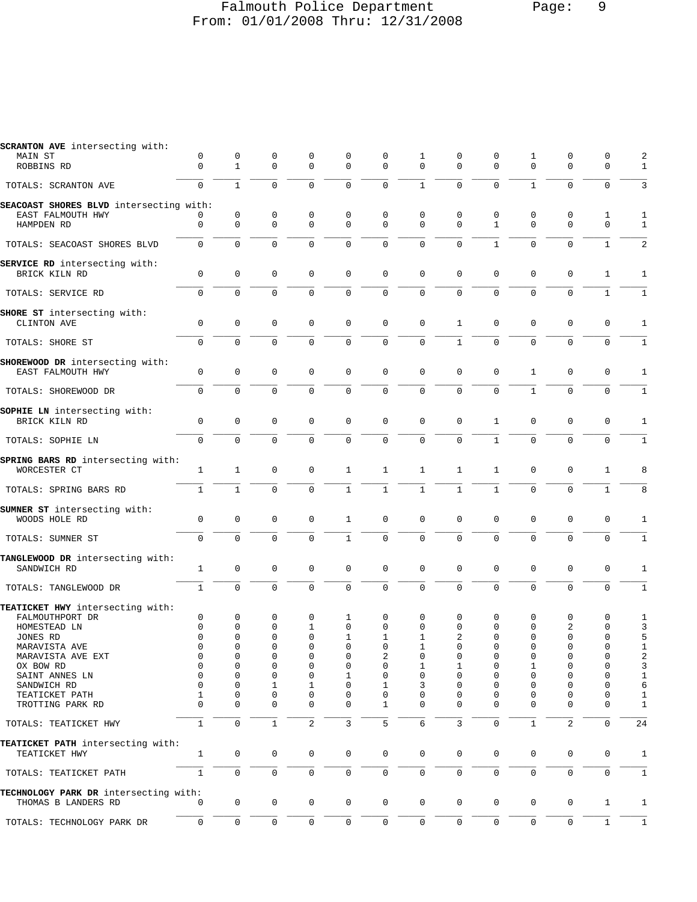**SCRANTON AVE** intersecting with:

| | | | | | | | | | | | | | |
|---|---|---|---|---|---|---|---|---|---|---|---|---|---|
| MAIN ST | 0 | 0 | 0 | 0 | 0 | 0 | 1 | 0 | 0 | 1 | 0 | 0 | 2 |
| ROBBINS RD | 0 | 1 | 0 | 0 | 0 | 0 | 0 | 0 | 0 | 0 | 0 | 0 | 1 |
| TOTALS: SCRANTON AVE | 0 | 1 | 0 | 0 | 0 | 0 | 1 | 0 | 0 | 1 | 0 | 0 | 3 |

**SEACOAST SHORES BLVD** intersecting with:

| | | | | | | | | | | | | | |
|---|---|---|---|---|---|---|---|---|---|---|---|---|---|
| EAST FALMOUTH HWY | 0 | 0 | 0 | 0 | 0 | 0 | 0 | 0 | 0 | 0 | 0 | 1 | 1 |
| HAMPDEN RD | 0 | 0 | 0 | 0 | 0 | 0 | 0 | 0 | 1 | 0 | 0 | 0 | 1 |
| TOTALS: SEACOAST SHORES BLVD | 0 | 0 | 0 | 0 | 0 | 0 | 0 | 0 | 1 | 0 | 0 | 1 | 2 |

**SERVICE RD** intersecting with:

| | | | | | | | | | | | | | |
|---|---|---|---|---|---|---|---|---|---|---|---|---|---|
| BRICK KILN RD | 0 | 0 | 0 | 0 | 0 | 0 | 0 | 0 | 0 | 0 | 0 | 1 | 1 |
| TOTALS: SERVICE RD | 0 | 0 | 0 | 0 | 0 | 0 | 0 | 0 | 0 | 0 | 0 | 1 | 1 |

**SHORE ST** intersecting with:

| | | | | | | | | | | | | | |
|---|---|---|---|---|---|---|---|---|---|---|---|---|---|
| CLINTON AVE | 0 | 0 | 0 | 0 | 0 | 0 | 0 | 1 | 0 | 0 | 0 | 0 | 1 |
| TOTALS: SHORE ST | 0 | 0 | 0 | 0 | 0 | 0 | 0 | 1 | 0 | 0 | 0 | 0 | 1 |

**SHOREWOOD DR** intersecting with:

| | | | | | | | | | | | | | |
|---|---|---|---|---|---|---|---|---|---|---|---|---|---|
| EAST FALMOUTH HWY | 0 | 0 | 0 | 0 | 0 | 0 | 0 | 0 | 0 | 1 | 0 | 0 | 1 |
| TOTALS: SHOREWOOD DR | 0 | 0 | 0 | 0 | 0 | 0 | 0 | 0 | 0 | 1 | 0 | 0 | 1 |

**SOPHIE LN** intersecting with:

| | | | | | | | | | | | | | |
|---|---|---|---|---|---|---|---|---|---|---|---|---|---|
| BRICK KILN RD | 0 | 0 | 0 | 0 | 0 | 0 | 0 | 0 | 1 | 0 | 0 | 0 | 1 |
| TOTALS: SOPHIE LN | 0 | 0 | 0 | 0 | 0 | 0 | 0 | 0 | 1 | 0 | 0 | 0 | 1 |

**SPRING BARS RD** intersecting with:

| | | | | | | | | | | | | | |
|---|---|---|---|---|---|---|---|---|---|---|---|---|---|
| WORCESTER CT | 1 | 1 | 0 | 0 | 1 | 1 | 1 | 1 | 1 | 0 | 0 | 1 | 8 |
| TOTALS: SPRING BARS RD | 1 | 1 | 0 | 0 | 1 | 1 | 1 | 1 | 1 | 0 | 0 | 1 | 8 |

**SUMNER ST** intersecting with:

| | | | | | | | | | | | | | |
|---|---|---|---|---|---|---|---|---|---|---|---|---|---|
| WOODS HOLE RD | 0 | 0 | 0 | 0 | 1 | 0 | 0 | 0 | 0 | 0 | 0 | 0 | 1 |
| TOTALS: SUMNER ST | 0 | 0 | 0 | 0 | 1 | 0 | 0 | 0 | 0 | 0 | 0 | 0 | 1 |

**TANGLEWOOD DR** intersecting with:

| | | | | | | | | | | | | | |
|---|---|---|---|---|---|---|---|---|---|---|---|---|---|
| SANDWICH RD | 1 | 0 | 0 | 0 | 0 | 0 | 0 | 0 | 0 | 0 | 0 | 0 | 1 |
| TOTALS: TANGLEWOOD DR | 1 | 0 | 0 | 0 | 0 | 0 | 0 | 0 | 0 | 0 | 0 | 0 | 1 |

**TEATICKET HWY** intersecting with:

| | | | | | | | | | | | | | |
|---|---|---|---|---|---|---|---|---|---|---|---|---|---|
| FALMOUTHPORT DR | 0 | 0 | 0 | 0 | 1 | 0 | 0 | 0 | 0 | 0 | 0 | 0 | 1 |
| HOMESTEAD LN | 0 | 0 | 0 | 1 | 0 | 0 | 0 | 0 | 0 | 0 | 2 | 0 | 3 |
| JONES RD | 0 | 0 | 0 | 0 | 1 | 1 | 1 | 2 | 0 | 0 | 0 | 0 | 5 |
| MARAVISTA AVE | 0 | 0 | 0 | 0 | 0 | 0 | 1 | 0 | 0 | 0 | 0 | 0 | 1 |
| MARAVISTA AVE EXT | 0 | 0 | 0 | 0 | 0 | 2 | 0 | 0 | 0 | 0 | 0 | 0 | 2 |
| OX BOW RD | 0 | 0 | 0 | 0 | 0 | 0 | 1 | 1 | 0 | 1 | 0 | 0 | 3 |
| SAINT ANNES LN | 0 | 0 | 0 | 0 | 1 | 0 | 0 | 0 | 0 | 0 | 0 | 0 | 1 |
| SANDWICH RD | 0 | 0 | 1 | 1 | 0 | 1 | 3 | 0 | 0 | 0 | 0 | 0 | 6 |
| TEATICKET PATH | 1 | 0 | 0 | 0 | 0 | 0 | 0 | 0 | 0 | 0 | 0 | 0 | 1 |
| TROTTING PARK RD | 0 | 0 | 0 | 0 | 0 | 1 | 0 | 0 | 0 | 0 | 0 | 0 | 1 |
| TOTALS: TEATICKET HWY | 1 | 0 | 1 | 2 | 3 | 5 | 6 | 3 | 0 | 1 | 2 | 0 | 24 |

**TEATICKET PATH** intersecting with:

| | | | | | | | | | | | | | |
|---|---|---|---|---|---|---|---|---|---|---|---|---|---|
| TEATICKET HWY | 1 | 0 | 0 | 0 | 0 | 0 | 0 | 0 | 0 | 0 | 0 | 0 | 1 |
| TOTALS: TEATICKET PATH | 1 | 0 | 0 | 0 | 0 | 0 | 0 | 0 | 0 | 0 | 0 | 0 | 1 |

**TECHNOLOGY PARK DR** intersecting with:

| | | | | | | | | | | | | | |
|---|---|---|---|---|---|---|---|---|---|---|---|---|---|
| THOMAS B LANDERS RD | 0 | 0 | 0 | 0 | 0 | 0 | 0 | 0 | 0 | 0 | 0 | 1 | 1 |
| TOTALS: TECHNOLOGY PARK DR | 0 | 0 | 0 | 0 | 0 | 0 | 0 | 0 | 0 | 0 | 0 | 1 | 1 |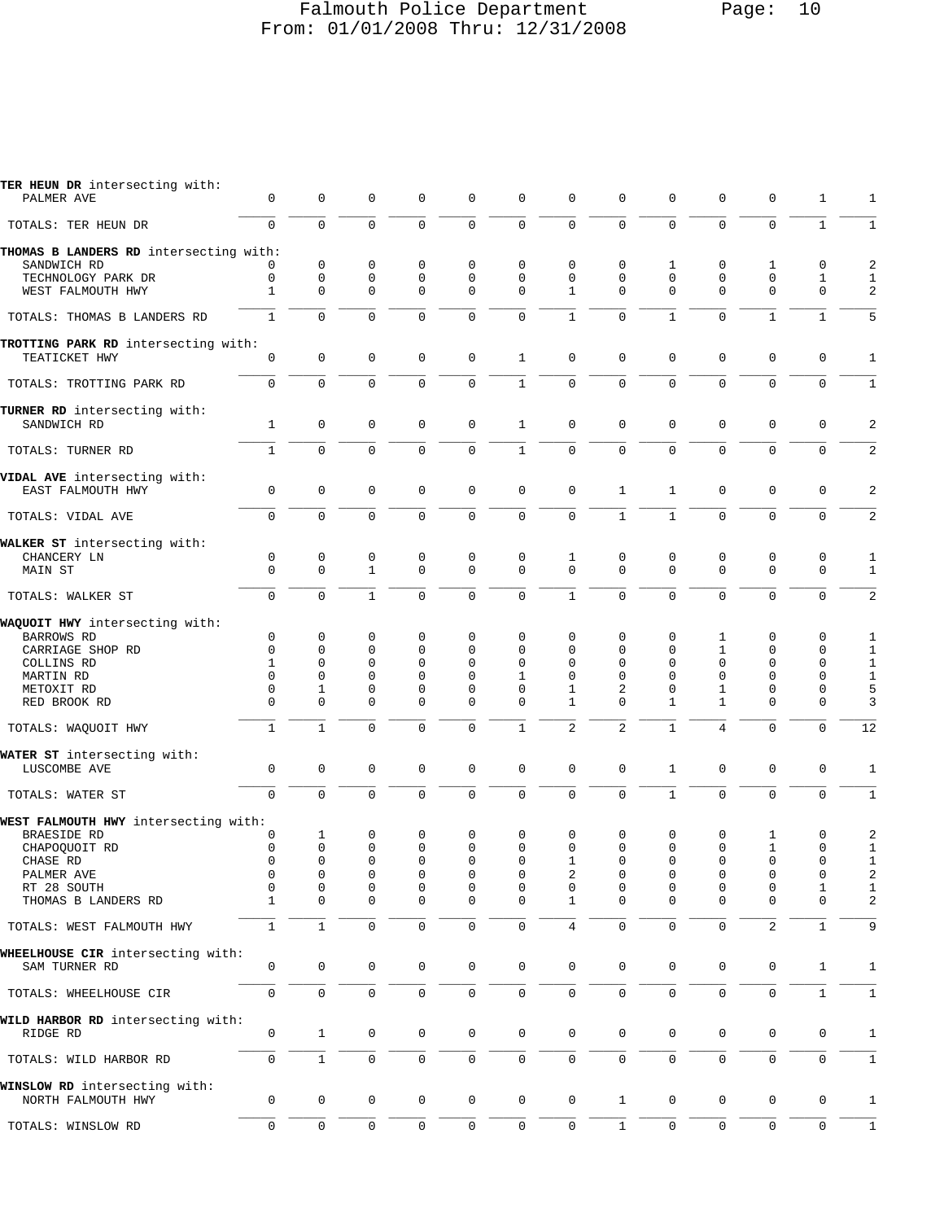Falmouth Police Department
From: 01/01/2008 Thru: 12/31/2008

| | | | | | | | | | | | | | |
|---|---|---|---|---|---|---|---|---|---|---|---|---|---|
| **TER HEUN DR** intersecting with: | | | | | | | | | | | | | |
| PALMER AVE | 0 | 0 | 0 | 0 | 0 | 0 | 0 | 0 | 0 | 0 | 0 | 1 | 1 |
| TOTALS: TER HEUN DR | 0 | 0 | 0 | 0 | 0 | 0 | 0 | 0 | 0 | 0 | 0 | 1 | 1 |
| **THOMAS B LANDERS RD** intersecting with: | | | | | | | | | | | | | |
| SANDWICH RD | 0 | 0 | 0 | 0 | 0 | 0 | 0 | 0 | 1 | 0 | 1 | 0 | 2 |
| TECHNOLOGY PARK DR | 0 | 0 | 0 | 0 | 0 | 0 | 0 | 0 | 0 | 0 | 0 | 1 | 1 |
| WEST FALMOUTH HWY | 1 | 0 | 0 | 0 | 0 | 0 | 1 | 0 | 0 | 0 | 0 | 0 | 2 |
| TOTALS: THOMAS B LANDERS RD | 1 | 0 | 0 | 0 | 0 | 0 | 1 | 0 | 1 | 0 | 1 | 1 | 5 |
| **TROTTING PARK RD** intersecting with: | | | | | | | | | | | | | |
| TEATICKET HWY | 0 | 0 | 0 | 0 | 0 | 1 | 0 | 0 | 0 | 0 | 0 | 0 | 1 |
| TOTALS: TROTTING PARK RD | 0 | 0 | 0 | 0 | 0 | 1 | 0 | 0 | 0 | 0 | 0 | 0 | 1 |
| **TURNER RD** intersecting with: | | | | | | | | | | | | | |
| SANDWICH RD | 1 | 0 | 0 | 0 | 0 | 1 | 0 | 0 | 0 | 0 | 0 | 0 | 2 |
| TOTALS: TURNER RD | 1 | 0 | 0 | 0 | 0 | 1 | 0 | 0 | 0 | 0 | 0 | 0 | 2 |
| **VIDAL AVE** intersecting with: | | | | | | | | | | | | | |
| EAST FALMOUTH HWY | 0 | 0 | 0 | 0 | 0 | 0 | 0 | 1 | 1 | 0 | 0 | 0 | 2 |
| TOTALS: VIDAL AVE | 0 | 0 | 0 | 0 | 0 | 0 | 0 | 1 | 1 | 0 | 0 | 0 | 2 |
| **WALKER ST** intersecting with: | | | | | | | | | | | | | |
| CHANCERY LN | 0 | 0 | 0 | 0 | 0 | 0 | 1 | 0 | 0 | 0 | 0 | 0 | 1 |
| MAIN ST | 0 | 0 | 1 | 0 | 0 | 0 | 0 | 0 | 0 | 0 | 0 | 0 | 1 |
| TOTALS: WALKER ST | 0 | 0 | 1 | 0 | 0 | 0 | 1 | 0 | 0 | 0 | 0 | 0 | 2 |
| **WAQUOIT HWY** intersecting with: | | | | | | | | | | | | | |
| BARROWS RD | 0 | 0 | 0 | 0 | 0 | 0 | 0 | 0 | 0 | 1 | 0 | 0 | 1 |
| CARRIAGE SHOP RD | 0 | 0 | 0 | 0 | 0 | 0 | 0 | 0 | 0 | 1 | 0 | 0 | 1 |
| COLLINS RD | 1 | 0 | 0 | 0 | 0 | 0 | 0 | 0 | 0 | 0 | 0 | 0 | 1 |
| MARTIN RD | 0 | 0 | 0 | 0 | 0 | 1 | 0 | 0 | 0 | 0 | 0 | 0 | 1 |
| METOXIT RD | 0 | 1 | 0 | 0 | 0 | 0 | 1 | 2 | 0 | 1 | 0 | 0 | 5 |
| RED BROOK RD | 0 | 0 | 0 | 0 | 0 | 0 | 1 | 0 | 1 | 1 | 0 | 0 | 3 |
| TOTALS: WAQUOIT HWY | 1 | 1 | 0 | 0 | 0 | 1 | 2 | 2 | 1 | 4 | 0 | 0 | 12 |
| **WATER ST** intersecting with: | | | | | | | | | | | | | |
| LUSCOMBE AVE | 0 | 0 | 0 | 0 | 0 | 0 | 0 | 0 | 1 | 0 | 0 | 0 | 1 |
| TOTALS: WATER ST | 0 | 0 | 0 | 0 | 0 | 0 | 0 | 0 | 1 | 0 | 0 | 0 | 1 |
| **WEST FALMOUTH HWY** intersecting with: | | | | | | | | | | | | | |
| BRAESIDE RD | 0 | 1 | 0 | 0 | 0 | 0 | 0 | 0 | 0 | 0 | 1 | 0 | 2 |
| CHAPOQUOIT RD | 0 | 0 | 0 | 0 | 0 | 0 | 0 | 0 | 0 | 0 | 1 | 0 | 1 |
| CHASE RD | 0 | 0 | 0 | 0 | 0 | 0 | 1 | 0 | 0 | 0 | 0 | 0 | 1 |
| PALMER AVE | 0 | 0 | 0 | 0 | 0 | 0 | 2 | 0 | 0 | 0 | 0 | 0 | 2 |
| RT 28 SOUTH | 0 | 0 | 0 | 0 | 0 | 0 | 0 | 0 | 0 | 0 | 0 | 1 | 1 |
| THOMAS B LANDERS RD | 1 | 0 | 0 | 0 | 0 | 0 | 1 | 0 | 0 | 0 | 0 | 0 | 2 |
| TOTALS: WEST FALMOUTH HWY | 1 | 1 | 0 | 0 | 0 | 0 | 4 | 0 | 0 | 0 | 2 | 1 | 9 |
| **WHEELHOUSE CIR** intersecting with: | | | | | | | | | | | | | |
| SAM TURNER RD | 0 | 0 | 0 | 0 | 0 | 0 | 0 | 0 | 0 | 0 | 0 | 1 | 1 |
| TOTALS: WHEELHOUSE CIR | 0 | 0 | 0 | 0 | 0 | 0 | 0 | 0 | 0 | 0 | 0 | 1 | 1 |
| **WILD HARBOR RD** intersecting with: | | | | | | | | | | | | | |
| RIDGE RD | 0 | 1 | 0 | 0 | 0 | 0 | 0 | 0 | 0 | 0 | 0 | 0 | 1 |
| TOTALS: WILD HARBOR RD | 0 | 1 | 0 | 0 | 0 | 0 | 0 | 0 | 0 | 0 | 0 | 0 | 1 |
| **WINSLOW RD** intersecting with: | | | | | | | | | | | | | |
| NORTH FALMOUTH HWY | 0 | 0 | 0 | 0 | 0 | 0 | 0 | 1 | 0 | 0 | 0 | 0 | 1 |
| TOTALS: WINSLOW RD | 0 | 0 | 0 | 0 | 0 | 0 | 0 | 1 | 0 | 0 | 0 | 0 | 1 |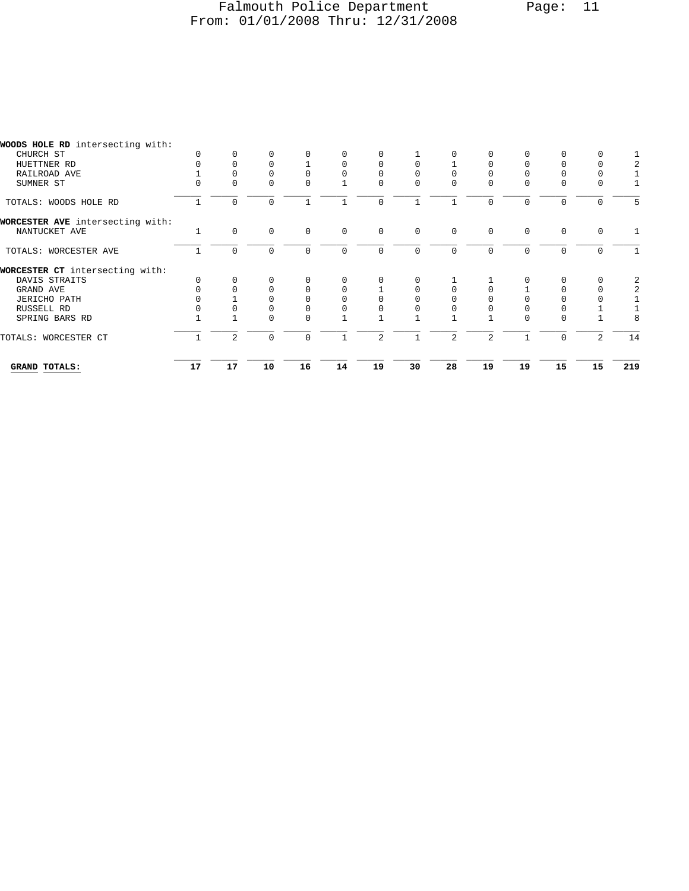Falmouth Police Department
From: 01/01/2008 Thru: 12/31/2008

| | | | | | | | | | | | | | |
|---|---|---|---|---|---|---|---|---|---|---|---|---|---|
| **WOODS HOLE RD** intersecting with: | | | | | | | | | | | | | |
| CHURCH ST | 0 | 0 | 0 | 0 | 0 | 0 | 1 | 0 | 0 | 0 | 0 | 0 | 1 |
| HUETTNER RD | 0 | 0 | 0 | 1 | 0 | 0 | 0 | 1 | 0 | 0 | 0 | 0 | 2 |
| RAILROAD AVE | 1 | 0 | 0 | 0 | 0 | 0 | 0 | 0 | 0 | 0 | 0 | 0 | 1 |
| SUMNER ST | 0 | 0 | 0 | 0 | 1 | 0 | 0 | 0 | 0 | 0 | 0 | 0 | 1 |
| TOTALS: WOODS HOLE RD | 1 | 0 | 0 | 1 | 1 | 0 | 1 | 1 | 0 | 0 | 0 | 0 | 5 |
| **WORCESTER AVE** intersecting with: | | | | | | | | | | | | | |
| NANTUCKET AVE | 1 | 0 | 0 | 0 | 0 | 0 | 0 | 0 | 0 | 0 | 0 | 0 | 1 |
| TOTALS: WORCESTER AVE | 1 | 0 | 0 | 0 | 0 | 0 | 0 | 0 | 0 | 0 | 0 | 0 | 1 |
| **WORCESTER CT** intersecting with: | | | | | | | | | | | | | |
| DAVIS STRAITS | 0 | 0 | 0 | 0 | 0 | 0 | 0 | 1 | 1 | 0 | 0 | 0 | 2 |
| GRAND AVE | 0 | 0 | 0 | 0 | 0 | 1 | 0 | 0 | 0 | 1 | 0 | 0 | 2 |
| JERICHO PATH | 0 | 1 | 0 | 0 | 0 | 0 | 0 | 0 | 0 | 0 | 0 | 0 | 1 |
| RUSSELL RD | 0 | 0 | 0 | 0 | 0 | 0 | 0 | 0 | 0 | 0 | 0 | 1 | 1 |
| SPRING BARS RD | 1 | 1 | 0 | 0 | 1 | 1 | 1 | 1 | 1 | 0 | 0 | 1 | 8 |
| TOTALS: WORCESTER CT | 1 | 2 | 0 | 0 | 1 | 2 | 1 | 2 | 2 | 1 | 0 | 2 | 14 |
| **GRAND TOTALS:** | **17** | **17** | **10** | **16** | **14** | **19** | **30** | **28** | **19** | **19** | **15** | **15** | **219** |